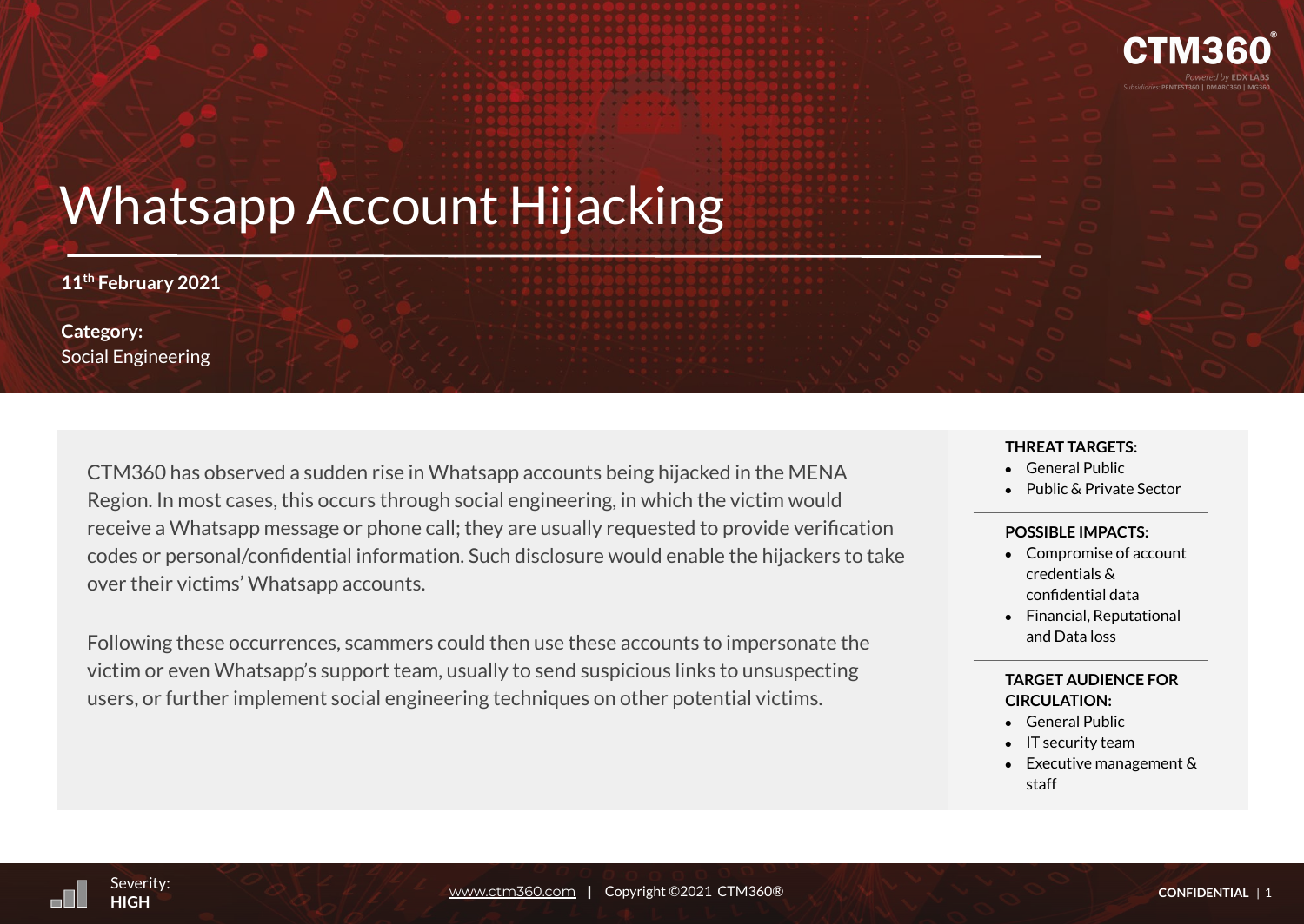# Whatsapp Account Hijacking

**11th February 2021**

**Category:**
Social Engineering

CTM360 has observed a sudden rise in Whatsapp accounts being hijacked in the MENA Region. In most cases, this occurs through social engineering, in which the victim would receive a Whatsapp message or phone call; they are usually requested to provide verification codes or personal/confidential information. Such disclosure would enable the hijackers to take over their victims' Whatsapp accounts.

Following these occurrences, scammers could then use these accounts to impersonate the victim or even Whatsapp's support team, usually to send suspicious links to unsuspecting users, or further implement social engineering techniques on other potential victims.

**THREAT TARGETS:**

- General Public
- Public & Private Sector

**POSSIBLE IMPACTS:**

- Compromise of account credentials & confidential data
- Financial, Reputational and Data loss

**TARGET AUDIENCE FOR CIRCULATION:**

- General Public
- IT security team
- Executive management & staff

Severity: **HIGH**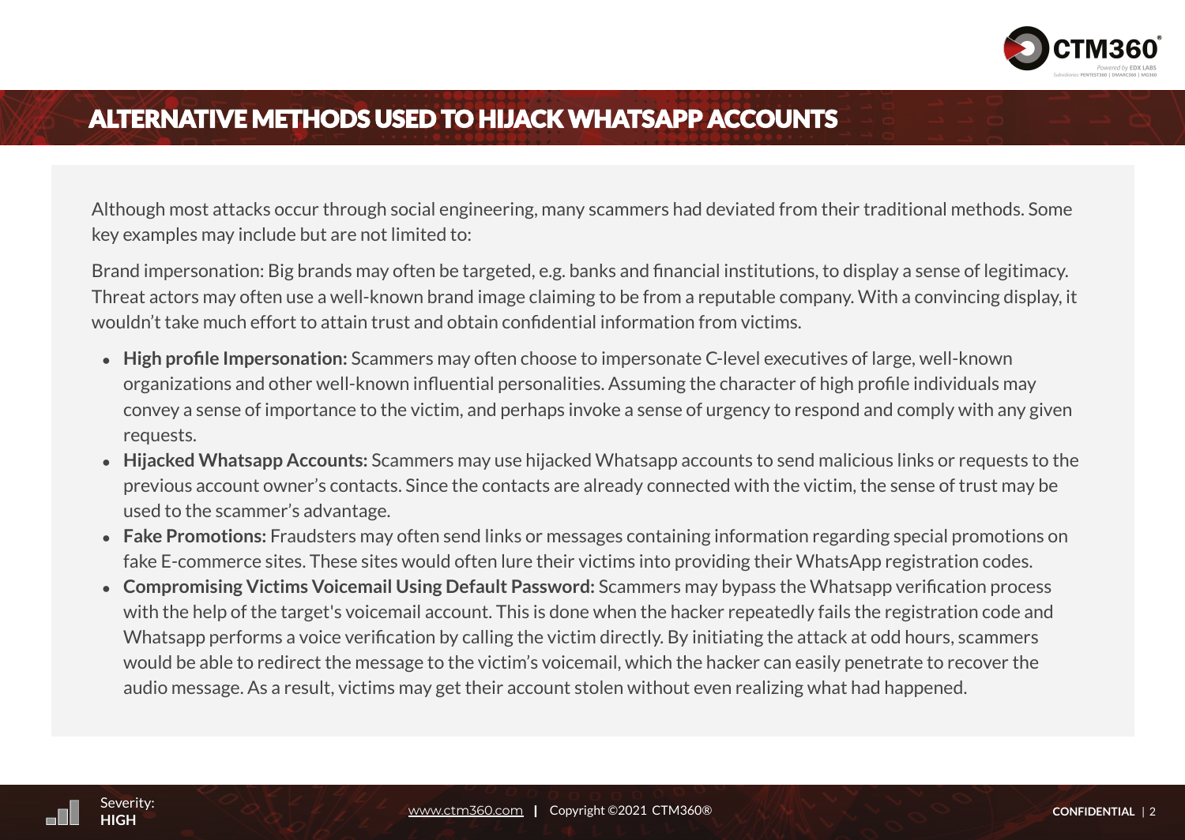# ALTERNATIVE METHODS USED TO HIJACK WHATSAPP ACCOUNTS

Although most attacks occur through social engineering, many scammers had deviated from their traditional methods. Some key examples may include but are not limited to:

Brand impersonation: Big brands may often be targeted, e.g. banks and financial institutions, to display a sense of legitimacy. Threat actors may often use a well-known brand image claiming to be from a reputable company. With a convincing display, it wouldn't take much effort to attain trust and obtain confidential information from victims.

- **High profile Impersonation:** Scammers may often choose to impersonate C-level executives of large, well-known organizations and other well-known influential personalities. Assuming the character of high profile individuals may convey a sense of importance to the victim, and perhaps invoke a sense of urgency to respond and comply with any given requests.
- **Hijacked Whatsapp Accounts:** Scammers may use hijacked Whatsapp accounts to send malicious links or requests to the previous account owner's contacts. Since the contacts are already connected with the victim, the sense of trust may be used to the scammer's advantage.
- **Fake Promotions:** Fraudsters may often send links or messages containing information regarding special promotions on fake E-commerce sites. These sites would often lure their victims into providing their WhatsApp registration codes.
- **Compromising Victims Voicemail Using Default Password:** Scammers may bypass the Whatsapp verification process with the help of the target's voicemail account. This is done when the hacker repeatedly fails the registration code and Whatsapp performs a voice verification by calling the victim directly. By initiating the attack at odd hours, scammers would be able to redirect the message to the victim's voicemail, which the hacker can easily penetrate to recover the audio message. As a result, victims may get their account stolen without even realizing what had happened.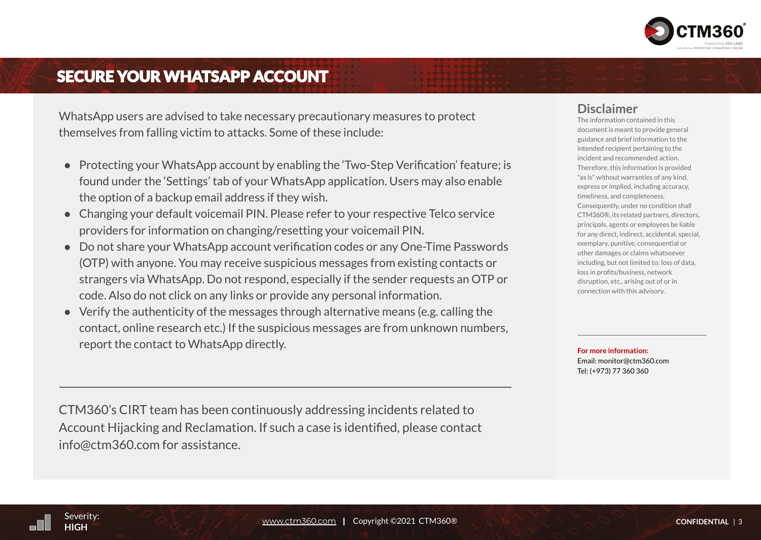# SECURE YOUR WHATSAPP ACCOUNT

WhatsApp users are advised to take necessary precautionary measures to protect themselves from falling victim to attacks. Some of these include:

- Protecting your WhatsApp account by enabling the 'Two-Step Verification' feature; is found under the 'Settings' tab of your WhatsApp application. Users may also enable the option of a backup email address if they wish.
- Changing your default voicemail PIN. Please refer to your respective Telco service providers for information on changing/resetting your voicemail PIN.
- Do not share your WhatsApp account verification codes or any One-Time Passwords (OTP) with anyone. You may receive suspicious messages from existing contacts or strangers via WhatsApp. Do not respond, especially if the sender requests an OTP or code. Also do not click on any links or provide any personal information.
- Verify the authenticity of the messages through alternative means (e.g. calling the contact, online research etc.) If the suspicious messages are from unknown numbers, report the contact to WhatsApp directly.

---

CTM360's CIRT team has been continuously addressing incidents related to Account Hijacking and Reclamation. If such a case is identified, please contact info@ctm360.com for assistance.

## Disclaimer

The information contained in this document is meant to provide general guidance and brief information to the intended recipient pertaining to the incident and recommended action. Therefore, this information is provided "as is" without warranties of any kind, express or implied, including accuracy, timeliness, and completeness. Consequently, under no condition shall CTM360®, its related partners, directors, principals, agents or employees be liable for any direct, indirect, accidental, special, exemplary, punitive, consequential or other damages or claims whatsoever including, but not limited to: loss of data, loss in profits/business, network disruption, etc., arising out of or in connection with this advisory.

**For more information:**
Email: monitor@ctm360.com
Tel: (+973) 77 360 360

Severity: **HIGH**

www.ctm360.com | Copyright ©2021 CTM360®

**CONFIDENTIAL**